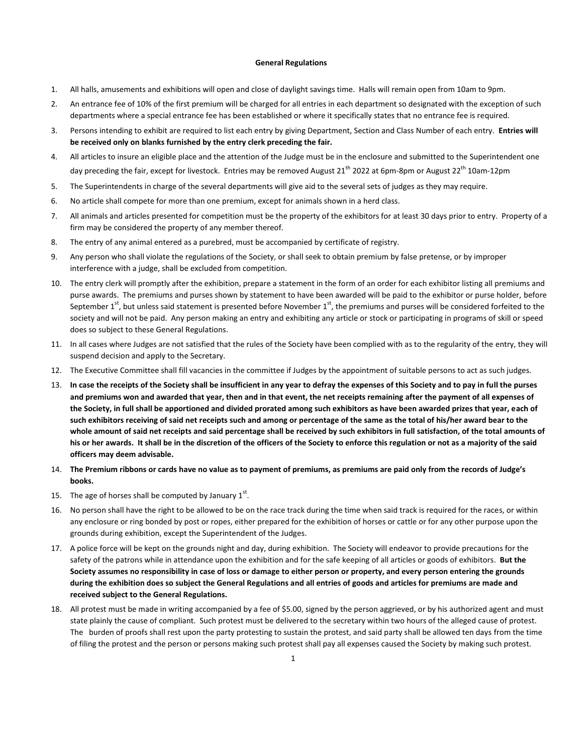**General Regulations**

1. All halls, amusements and exhibitions will open and close of daylight savings time. Halls will remain open from 10am to 9pm.
2. An entrance fee of 10% of the first premium will be charged for all entries in each department so designated with the exception of such departments where a special entrance fee has been established or where it specifically states that no entrance fee is required.
3. Persons intending to exhibit are required to list each entry by giving Department, Section and Class Number of each entry. **Entries will be received only on blanks furnished by the entry clerk preceding the fair.**
4. All articles to insure an eligible place and the attention of the Judge must be in the enclosure and submitted to the Superintendent one day preceding the fair, except for livestock. Entries may be removed August 21st 2022 at 6pm-8pm or August 22nd 10am-12pm
5. The Superintendents in charge of the several departments will give aid to the several sets of judges as they may require.
6. No article shall compete for more than one premium, except for animals shown in a herd class.
7. All animals and articles presented for competition must be the property of the exhibitors for at least 30 days prior to entry. Property of a firm may be considered the property of any member thereof.
8. The entry of any animal entered as a purebred, must be accompanied by certificate of registry.
9. Any person who shall violate the regulations of the Society, or shall seek to obtain premium by false pretense, or by improper interference with a judge, shall be excluded from competition.
10. The entry clerk will promptly after the exhibition, prepare a statement in the form of an order for each exhibitor listing all premiums and purse awards. The premiums and purses shown by statement to have been awarded will be paid to the exhibitor or purse holder, before September 1st, but unless said statement is presented before November 1st, the premiums and purses will be considered forfeited to the society and will not be paid. Any person making an entry and exhibiting any article or stock or participating in programs of skill or speed does so subject to these General Regulations.
11. In all cases where Judges are not satisfied that the rules of the Society have been complied with as to the regularity of the entry, they will suspend decision and apply to the Secretary.
12. The Executive Committee shall fill vacancies in the committee if Judges by the appointment of suitable persons to act as such judges.
13. **In case the receipts of the Society shall be insufficient in any year to defray the expenses of this Society and to pay in full the purses and premiums won and awarded that year, then and in that event, the net receipts remaining after the payment of all expenses of the Society, in full shall be apportioned and divided prorated among such exhibitors as have been awarded prizes that year, each of such exhibitors receiving of said net receipts such and among or percentage of the same as the total of his/her award bear to the whole amount of said net receipts and said percentage shall be received by such exhibitors in full satisfaction, of the total amounts of his or her awards. It shall be in the discretion of the officers of the Society to enforce this regulation or not as a majority of the said officers may deem advisable.**
14. **The Premium ribbons or cards have no value as to payment of premiums, as premiums are paid only from the records of Judge's books.**
15. The age of horses shall be computed by January 1st.
16. No person shall have the right to be allowed to be on the race track during the time when said track is required for the races, or within any enclosure or ring bonded by post or ropes, either prepared for the exhibition of horses or cattle or for any other purpose upon the grounds during exhibition, except the Superintendent of the Judges.
17. A police force will be kept on the grounds night and day, during exhibition. The Society will endeavor to provide precautions for the safety of the patrons while in attendance upon the exhibition and for the safe keeping of all articles or goods of exhibitors. **But the Society assumes no responsibility in case of loss or damage to either person or property, and every person entering the grounds during the exhibition does so subject the General Regulations and all entries of goods and articles for premiums are made and received subject to the General Regulations.**
18. All protest must be made in writing accompanied by a fee of $5.00, signed by the person aggrieved, or by his authorized agent and must state plainly the cause of compliant. Such protest must be delivered to the secretary within two hours of the alleged cause of protest. The burden of proofs shall rest upon the party protesting to sustain the protest, and said party shall be allowed ten days from the time of filing the protest and the person or persons making such protest shall pay all expenses caused the Society by making such protest.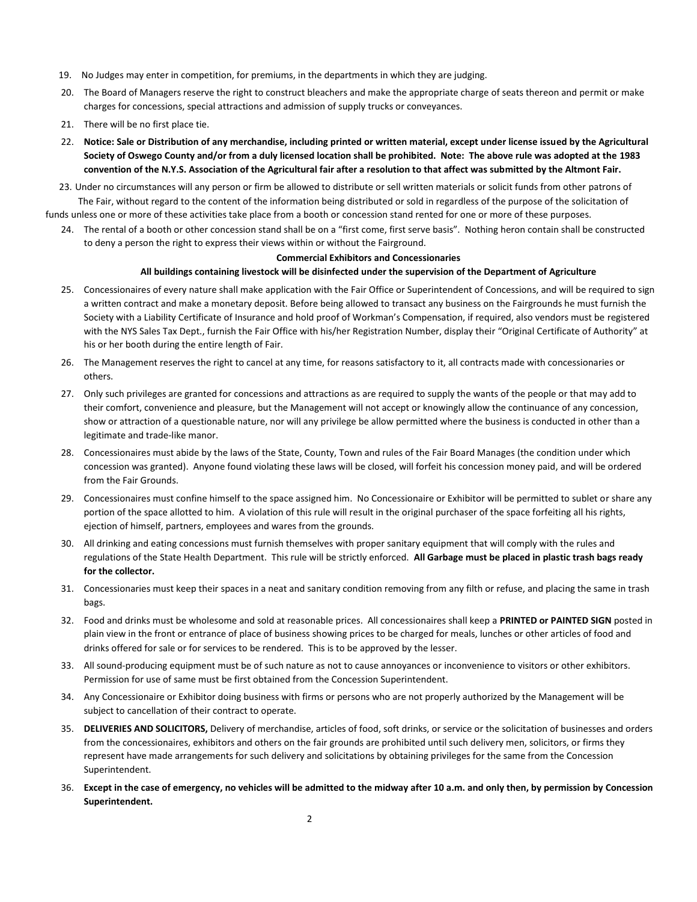19. No Judges may enter in competition, for premiums, in the departments in which they are judging.
20. The Board of Managers reserve the right to construct bleachers and make the appropriate charge of seats thereon and permit or make charges for concessions, special attractions and admission of supply trucks or conveyances.
21. There will be no first place tie.
22. **Notice: Sale or Distribution of any merchandise, including printed or written material, except under license issued by the Agricultural Society of Oswego County and/or from a duly licensed location shall be prohibited. Note: The above rule was adopted at the 1983 convention of the N.Y.S. Association of the Agricultural fair after a resolution to that affect was submitted by the Altmont Fair.**
23. Under no circumstances will any person or firm be allowed to distribute or sell written materials or solicit funds from other patrons of The Fair, without regard to the content of the information being distributed or sold in regardless of the purpose of the solicitation of funds unless one or more of these activities take place from a booth or concession stand rented for one or more of these purposes.
24. The rental of a booth or other concession stand shall be on a "first come, first serve basis". Nothing heron contain shall be constructed to deny a person the right to express their views within or without the Fairground.

**Commercial Exhibitors and Concessionaries**

**All buildings containing livestock will be disinfected under the supervision of the Department of Agriculture**

25. Concessionaires of every nature shall make application with the Fair Office or Superintendent of Concessions, and will be required to sign a written contract and make a monetary deposit. Before being allowed to transact any business on the Fairgrounds he must furnish the Society with a Liability Certificate of Insurance and hold proof of Workman's Compensation, if required, also vendors must be registered with the NYS Sales Tax Dept., furnish the Fair Office with his/her Registration Number, display their "Original Certificate of Authority" at his or her booth during the entire length of Fair.
26. The Management reserves the right to cancel at any time, for reasons satisfactory to it, all contracts made with concessionaries or others.
27. Only such privileges are granted for concessions and attractions as are required to supply the wants of the people or that may add to their comfort, convenience and pleasure, but the Management will not accept or knowingly allow the continuance of any concession, show or attraction of a questionable nature, nor will any privilege be allow permitted where the business is conducted in other than a legitimate and trade-like manor.
28. Concessionaires must abide by the laws of the State, County, Town and rules of the Fair Board Manages (the condition under which concession was granted). Anyone found violating these laws will be closed, will forfeit his concession money paid, and will be ordered from the Fair Grounds.
29. Concessionaires must confine himself to the space assigned him. No Concessionaire or Exhibitor will be permitted to sublet or share any portion of the space allotted to him. A violation of this rule will result in the original purchaser of the space forfeiting all his rights, ejection of himself, partners, employees and wares from the grounds.
30. All drinking and eating concessions must furnish themselves with proper sanitary equipment that will comply with the rules and regulations of the State Health Department. This rule will be strictly enforced. **All Garbage must be placed in plastic trash bags ready for the collector.**
31. Concessionaries must keep their spaces in a neat and sanitary condition removing from any filth or refuse, and placing the same in trash bags.
32. Food and drinks must be wholesome and sold at reasonable prices. All concessionaires shall keep a **PRINTED or PAINTED SIGN** posted in plain view in the front or entrance of place of business showing prices to be charged for meals, lunches or other articles of food and drinks offered for sale or for services to be rendered. This is to be approved by the lesser.
33. All sound-producing equipment must be of such nature as not to cause annoyances or inconvenience to visitors or other exhibitors. Permission for use of same must be first obtained from the Concession Superintendent.
34. Any Concessionaire or Exhibitor doing business with firms or persons who are not properly authorized by the Management will be subject to cancellation of their contract to operate.
35. **DELIVERIES AND SOLICITORS,** Delivery of merchandise, articles of food, soft drinks, or service or the solicitation of businesses and orders from the concessionaires, exhibitors and others on the fair grounds are prohibited until such delivery men, solicitors, or firms they represent have made arrangements for such delivery and solicitations by obtaining privileges for the same from the Concession Superintendent.
36. **Except in the case of emergency, no vehicles will be admitted to the midway after 10 a.m. and only then, by permission by Concession Superintendent.**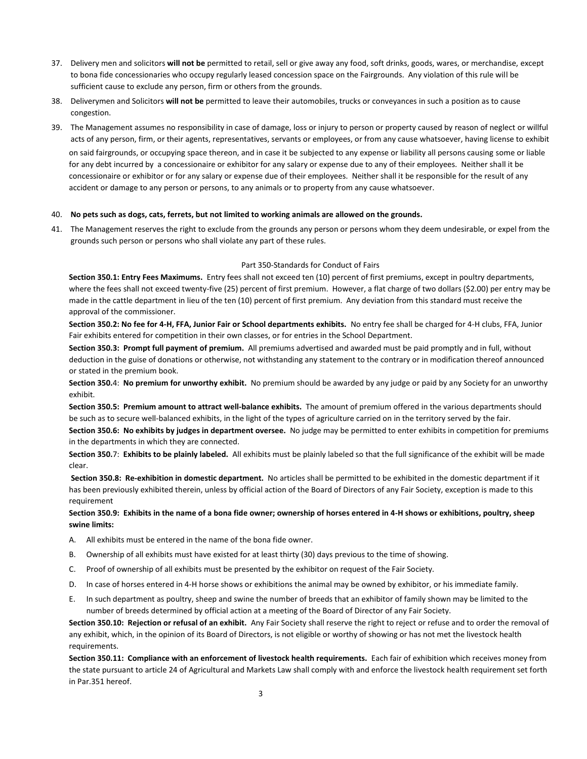37. Delivery men and solicitors **will not be** permitted to retail, sell or give away any food, soft drinks, goods, wares, or merchandise, except to bona fide concessionaries who occupy regularly leased concession space on the Fairgrounds. Any violation of this rule will be sufficient cause to exclude any person, firm or others from the grounds.
38. Deliverymen and Solicitors **will not be** permitted to leave their automobiles, trucks or conveyances in such a position as to cause congestion.
39. The Management assumes no responsibility in case of damage, loss or injury to person or property caused by reason of neglect or willful acts of any person, firm, or their agents, representatives, servants or employees, or from any cause whatsoever, having license to exhibit on said fairgrounds, or occupying space thereon, and in case it be subjected to any expense or liability all persons causing some or liable for any debt incurred by a concessionaire or exhibitor for any salary or expense due to any of their employees. Neither shall it be concessionaire or exhibitor or for any salary or expense due of their employees. Neither shall it be responsible for the result of any accident or damage to any person or persons, to any animals or to property from any cause whatsoever.
40. **No pets such as dogs, cats, ferrets, but not limited to working animals are allowed on the grounds.**
41. The Management reserves the right to exclude from the grounds any person or persons whom they deem undesirable, or expel from the grounds such person or persons who shall violate any part of these rules.

Part 350-Standards for Conduct of Fairs

**Section 350.1: Entry Fees Maximums.** Entry fees shall not exceed ten (10) percent of first premiums, except in poultry departments, where the fees shall not exceed twenty-five (25) percent of first premium. However, a flat charge of two dollars ($2.00) per entry may be made in the cattle department in lieu of the ten (10) percent of first premium. Any deviation from this standard must receive the approval of the commissioner.

**Section 350.2: No fee for 4-H, FFA, Junior Fair or School departments exhibits.** No entry fee shall be charged for 4-H clubs, FFA, Junior Fair exhibits entered for competition in their own classes, or for entries in the School Department.

**Section 350.3: Prompt full payment of premium.** All premiums advertised and awarded must be paid promptly and in full, without deduction in the guise of donations or otherwise, not withstanding any statement to the contrary or in modification thereof announced or stated in the premium book.

**Section 350.4: No premium for unworthy exhibit.** No premium should be awarded by any judge or paid by any Society for an unworthy exhibit.

**Section 350.5: Premium amount to attract well-balance exhibits.** The amount of premium offered in the various departments should be such as to secure well-balanced exhibits, in the light of the types of agriculture carried on in the territory served by the fair.

**Section 350.6: No exhibits by judges in department oversee.** No judge may be permitted to enter exhibits in competition for premiums in the departments in which they are connected.

**Section 350.7: Exhibits to be plainly labeled.** All exhibits must be plainly labeled so that the full significance of the exhibit will be made clear.

**Section 350.8: Re-exhibition in domestic department.** No articles shall be permitted to be exhibited in the domestic department if it has been previously exhibited therein, unless by official action of the Board of Directors of any Fair Society, exception is made to this requirement

**Section 350.9: Exhibits in the name of a bona fide owner; ownership of horses entered in 4-H shows or exhibitions, poultry, sheep swine limits:**

A. All exhibits must be entered in the name of the bona fide owner.
B. Ownership of all exhibits must have existed for at least thirty (30) days previous to the time of showing.
C. Proof of ownership of all exhibits must be presented by the exhibitor on request of the Fair Society.
D. In case of horses entered in 4-H horse shows or exhibitions the animal may be owned by exhibitor, or his immediate family.
E. In such department as poultry, sheep and swine the number of breeds that an exhibitor of family shown may be limited to the number of breeds determined by official action at a meeting of the Board of Director of any Fair Society.

**Section 350.10: Rejection or refusal of an exhibit.** Any Fair Society shall reserve the right to reject or refuse and to order the removal of any exhibit, which, in the opinion of its Board of Directors, is not eligible or worthy of showing or has not met the livestock health requirements.

**Section 350.11: Compliance with an enforcement of livestock health requirements.** Each fair of exhibition which receives money from the state pursuant to article 24 of Agricultural and Markets Law shall comply with and enforce the livestock health requirement set forth in Par.351 hereof.